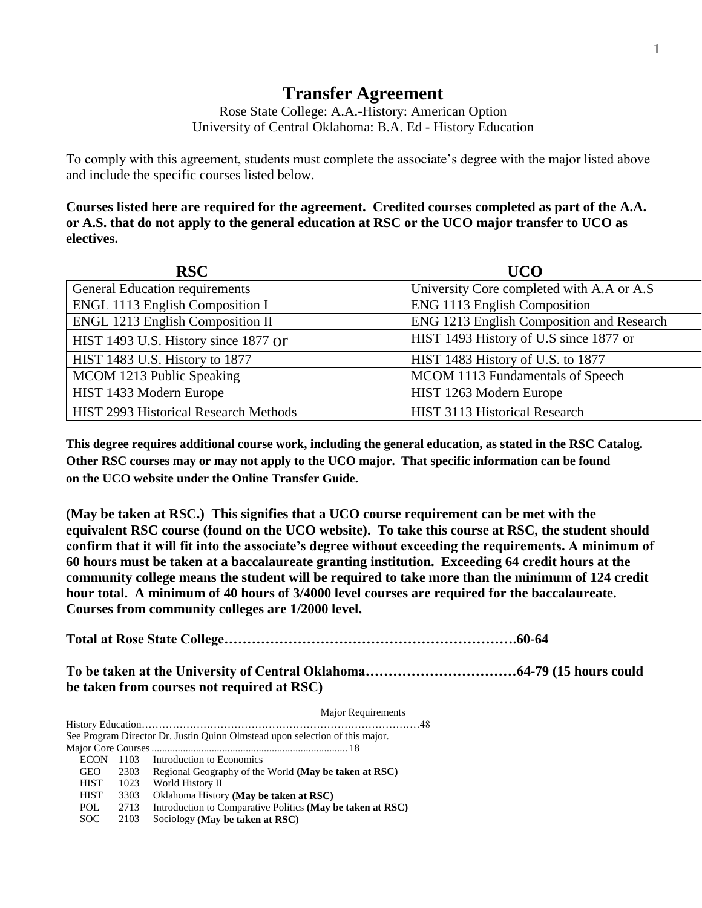# Transfer Agreement

Rose State College: A.A.-History: American Option
University of Central Oklahoma: B.A. Ed - History Education

To comply with this agreement, students must complete the associate's degree with the major listed above and include the specific courses listed below.

**Courses listed here are required for the agreement. Credited courses completed as part of the A.A. or A.S. that do not apply to the general education at RSC or the UCO major transfer to UCO as electives.**

| RSC | UCO |
|---|---|
| General Education requirements | University Core completed with A.A or A.S |
| ENGL 1113 English Composition I | ENG 1113 English Composition |
| ENGL 1213 English Composition II | ENG 1213 English Composition and Research |
| HIST 1493 U.S. History since 1877 or | HIST 1493 History of U.S since 1877 or |
| HIST 1483 U.S. History to 1877 | HIST 1483 History of U.S. to 1877 |
| MCOM 1213 Public Speaking | MCOM 1113 Fundamentals of Speech |
| HIST 1433 Modern Europe | HIST 1263 Modern Europe |
| HIST 2993 Historical Research Methods | HIST 3113 Historical Research |

**This degree requires additional course work, including the general education, as stated in the RSC Catalog. Other RSC courses may or may not apply to the UCO major. That specific information can be found on the UCO website under the Online Transfer Guide.**

**(May be taken at RSC.) This signifies that a UCO course requirement can be met with the equivalent RSC course (found on the UCO website). To take this course at RSC, the student should confirm that it will fit into the associate's degree without exceeding the requirements. A minimum of 60 hours must be taken at a baccalaureate granting institution. Exceeding 64 credit hours at the community college means the student will be required to take more than the minimum of 124 credit hour total. A minimum of 40 hours of 3/4000 level courses are required for the baccalaureate. Courses from community colleges are 1/2000 level.**

**Total at Rose State College……………………………………………………….60-64**

**To be taken at the University of Central Oklahoma……………………………64-79 (15 hours could be taken from courses not required at RSC)**

Major Requirements

History Education………………………………………………………………………48

See Program Director Dr. Justin Quinn Olmstead upon selection of this major.

Major Core Courses........................................................................ 18

| | | |
|---|---|---|
| ECON | 1103 | Introduction to Economics |
| GEO | 2303 | Regional Geography of the World **(May be taken at RSC)** |
| HIST | 1023 | World History II |
| HIST | 3303 | Oklahoma History **(May be taken at RSC)** |
| POL | 2713 | Introduction to Comparative Politics **(May be taken at RSC)** |
| SOC | 2103 | Sociology **(May be taken at RSC)** |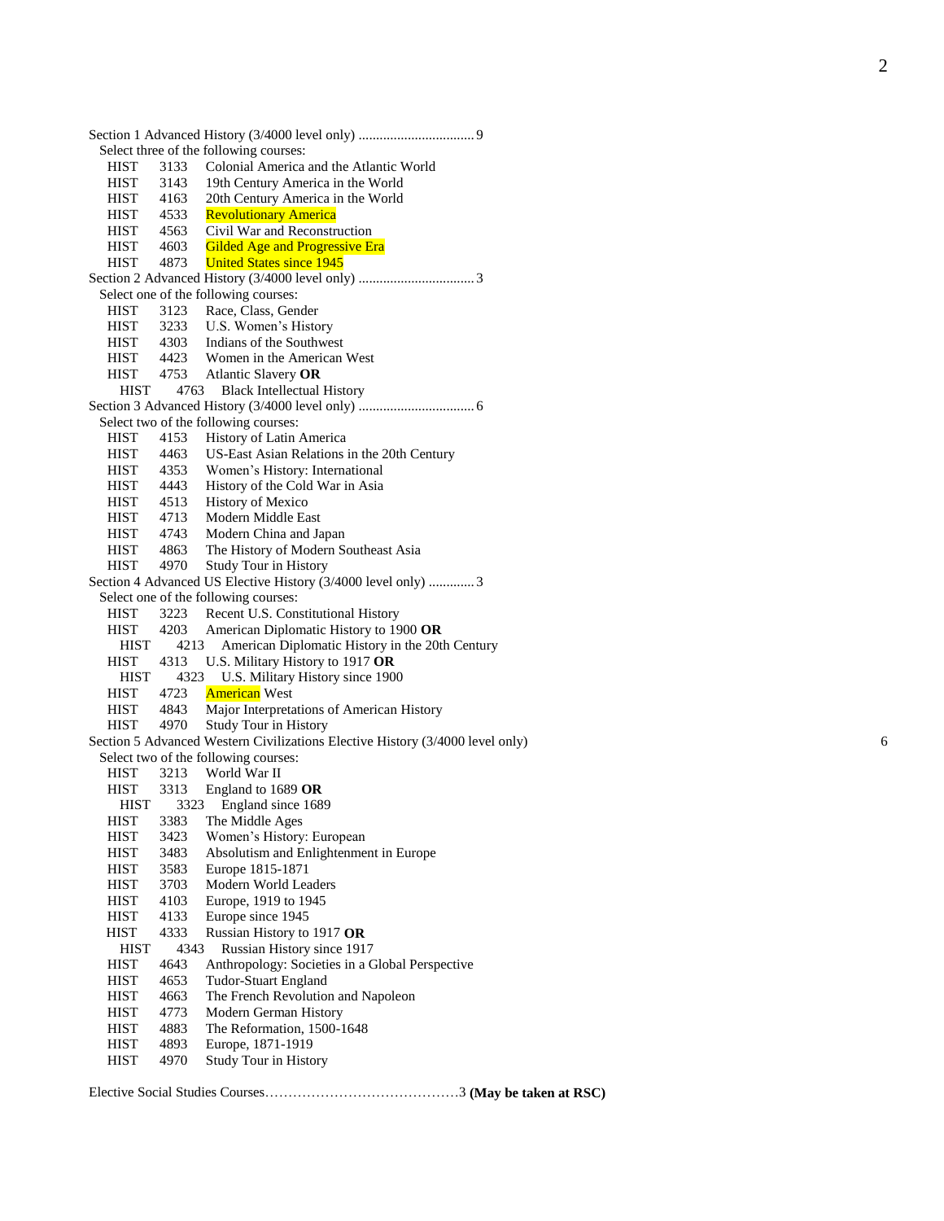Section 1 Advanced History (3/4000 level only) ................................ 9

Select three of the following courses:

- HIST 3133 Colonial America and the Atlantic World
- HIST 3143 19th Century America in the World
- HIST 4163 20th Century America in the World
- HIST 4533 Revolutionary America
- HIST 4563 Civil War and Reconstruction
- HIST 4603 Gilded Age and Progressive Era
- HIST 4873 United States since 1945

Section 2 Advanced History (3/4000 level only) ................................ 3

Select one of the following courses:

- HIST 3123 Race, Class, Gender
- HIST 3233 U.S. Women's History
- HIST 4303 Indians of the Southwest
- HIST 4423 Women in the American West
- HIST 4753 Atlantic Slavery **OR**
  - HIST 4763 Black Intellectual History

Section 3 Advanced History (3/4000 level only) ................................ 6

Select two of the following courses:

- HIST 4153 History of Latin America
- HIST 4463 US-East Asian Relations in the 20th Century
- HIST 4353 Women's History: International
- HIST 4443 History of the Cold War in Asia
- HIST 4513 History of Mexico
- HIST 4713 Modern Middle East
- HIST 4743 Modern China and Japan
- HIST 4863 The History of Modern Southeast Asia
- HIST 4970 Study Tour in History

Section 4 Advanced US Elective History (3/4000 level only) ............ 3

Select one of the following courses:

- HIST 3223 Recent U.S. Constitutional History
- HIST 4203 American Diplomatic History to 1900 **OR**
  - HIST 4213 American Diplomatic History in the 20th Century
- HIST 4313 U.S. Military History to 1917 **OR**
  - HIST 4323 U.S. Military History since 1900
- HIST 4723 American West
- HIST 4843 Major Interpretations of American History
- HIST 4970 Study Tour in History

Section 5 Advanced Western Civilizations Elective History (3/4000 level only) 6

Select two of the following courses:

- HIST 3213 World War II
- HIST 3313 England to 1689 **OR**
  - HIST 3323 England since 1689
- HIST 3383 The Middle Ages
- HIST 3423 Women's History: European
- HIST 3483 Absolutism and Enlightenment in Europe
- HIST 3583 Europe 1815-1871
- HIST 3703 Modern World Leaders
- HIST 4103 Europe, 1919 to 1945
- HIST 4133 Europe since 1945
- HIST 4333 Russian History to 1917 **OR**
  - HIST 4343 Russian History since 1917
- HIST 4643 Anthropology: Societies in a Global Perspective
- HIST 4653 Tudor-Stuart England
- HIST 4663 The French Revolution and Napoleon
- HIST 4773 Modern German History
- HIST 4883 The Reformation, 1500-1648
- HIST 4893 Europe, 1871-1919
- HIST 4970 Study Tour in History

Elective Social Studies Courses……………………………………3 **(May be taken at RSC)**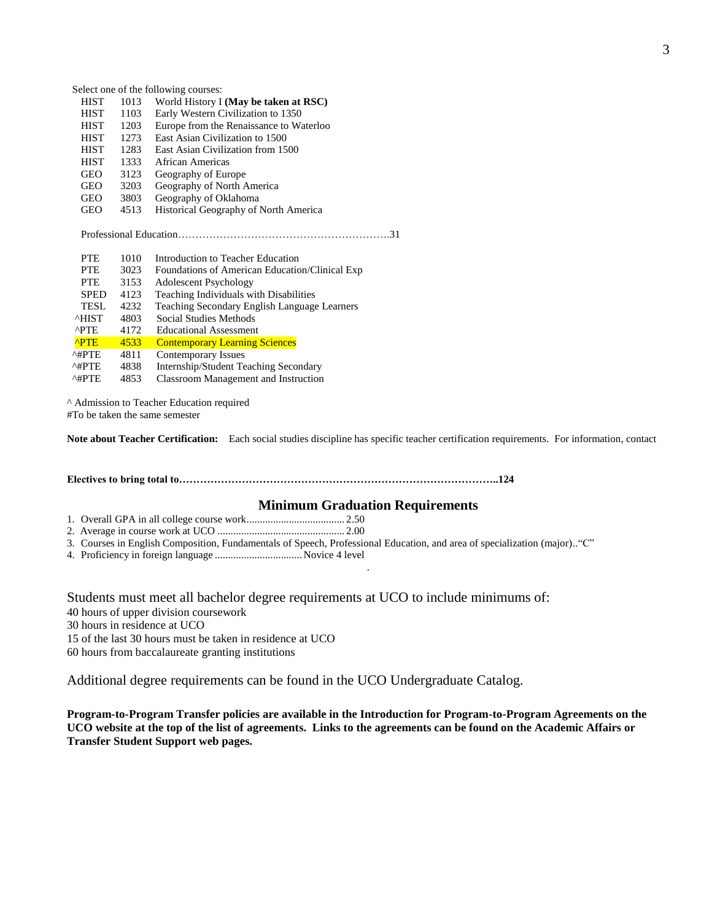Select one of the following courses:

| | | |
|---|---|---|
| HIST | 1013 | World History I **(May be taken at RSC)** |
| HIST | 1103 | Early Western Civilization to 1350 |
| HIST | 1203 | Europe from the Renaissance to Waterloo |
| HIST | 1273 | East Asian Civilization to 1500 |
| HIST | 1283 | East Asian Civilization from 1500 |
| HIST | 1333 | African Americas |
| GEO | 3123 | Geography of Europe |
| GEO | 3203 | Geography of North America |
| GEO | 3803 | Geography of Oklahoma |
| GEO | 4513 | Historical Geography of North America |

Professional Education……………………………………………………31

| | | |
|---|---|---|
| PTE | 1010 | Introduction to Teacher Education |
| PTE | 3023 | Foundations of American Education/Clinical Exp |
| PTE | 3153 | Adolescent Psychology |
| SPED | 4123 | Teaching Individuals with Disabilities |
| TESL | 4232 | Teaching Secondary English Language Learners |
| ^HIST | 4803 | Social Studies Methods |
| ^PTE | 4172 | Educational Assessment |
| ^PTE | 4533 | Contemporary Learning Sciences |
| ^#PTE | 4811 | Contemporary Issues |
| ^#PTE | 4838 | Internship/Student Teaching Secondary |
| ^#PTE | 4853 | Classroom Management and Instruction |

^ Admission to Teacher Education required
#To be taken the same semester

**Note about Teacher Certification:** Each social studies discipline has specific teacher certification requirements. For information, contact

**Electives to bring total to……………………………………………………………………………..124**

## Minimum Graduation Requirements

1. Overall GPA in all college course work..................................... 2.50
2. Average in course work at UCO ................................................ 2.00
3. Courses in English Composition, Fundamentals of Speech, Professional Education, and area of specialization (major)..“C”
4. Proficiency in foreign language ................................. Novice 4 level

Students must meet all bachelor degree requirements at UCO to include minimums of:
40 hours of upper division coursework
30 hours in residence at UCO
15 of the last 30 hours must be taken in residence at UCO
60 hours from baccalaureate granting institutions

Additional degree requirements can be found in the UCO Undergraduate Catalog.

**Program-to-Program Transfer policies are available in the Introduction for Program-to-Program Agreements on the UCO website at the top of the list of agreements. Links to the agreements can be found on the Academic Affairs or Transfer Student Support web pages.**